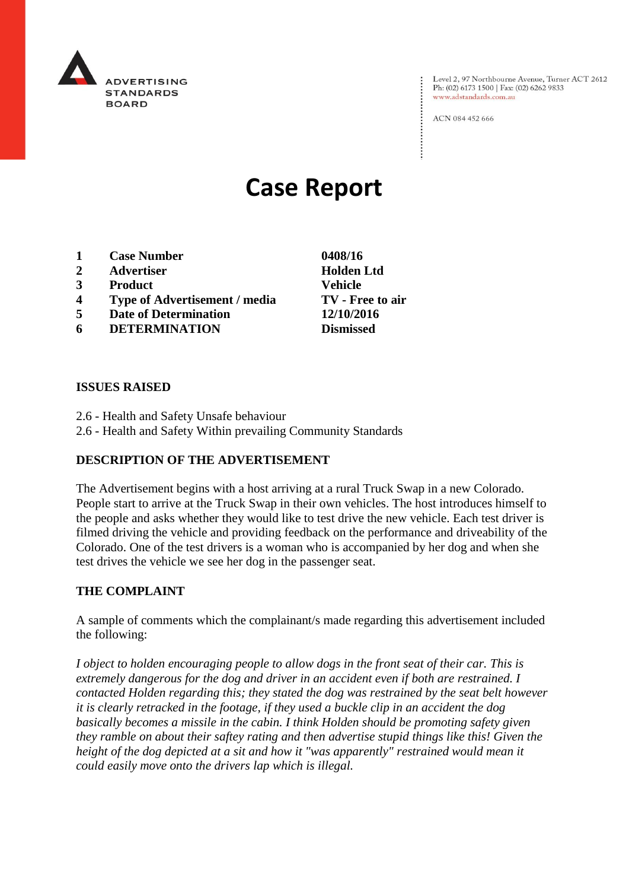ADVERTISING STANDARDS BOARD

Level 2, 97 Northbourne Avenue, Turner ACT 2612
Ph: (02) 6173 1500 | Fax: (02) 6262 9833
www.adstandards.com.au

ACN 084 452 666

# Case Report

| | | |
|---|---|---|
| 1 | **Case Number** | **0408/16** |
| 2 | **Advertiser** | **Holden Ltd** |
| 3 | **Product** | **Vehicle** |
| 4 | **Type of Advertisement / media** | **TV - Free to air** |
| 5 | **Date of Determination** | **12/10/2016** |
| 6 | **DETERMINATION** | **Dismissed** |

## ISSUES RAISED

2.6 - Health and Safety Unsafe behaviour
2.6 - Health and Safety Within prevailing Community Standards

## DESCRIPTION OF THE ADVERTISEMENT

The Advertisement begins with a host arriving at a rural Truck Swap in a new Colorado. People start to arrive at the Truck Swap in their own vehicles. The host introduces himself to the people and asks whether they would like to test drive the new vehicle. Each test driver is filmed driving the vehicle and providing feedback on the performance and driveability of the Colorado. One of the test drivers is a woman who is accompanied by her dog and when she test drives the vehicle we see her dog in the passenger seat.

## THE COMPLAINT

A sample of comments which the complainant/s made regarding this advertisement included the following:

*I object to holden encouraging people to allow dogs in the front seat of their car. This is extremely dangerous for the dog and driver in an accident even if both are restrained. I contacted Holden regarding this; they stated the dog was restrained by the seat belt however it is clearly retracked in the footage, if they used a buckle clip in an accident the dog basically becomes a missile in the cabin. I think Holden should be promoting safety given they ramble on about their saftey rating and then advertise stupid things like this! Given the height of the dog depicted at a sit and how it "was apparently" restrained would mean it could easily move onto the drivers lap which is illegal.*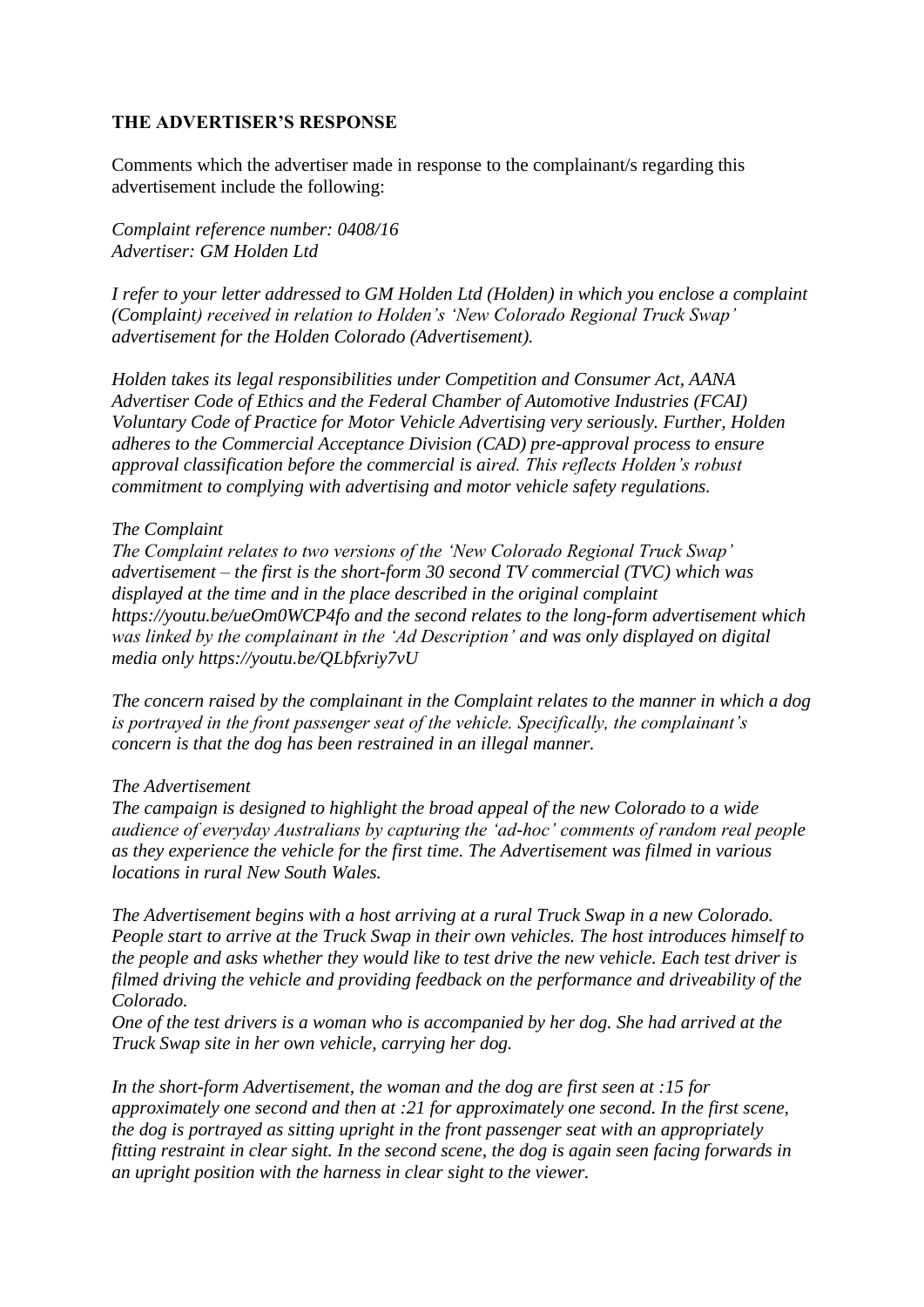**THE ADVERTISER'S RESPONSE**

Comments which the advertiser made in response to the complainant/s regarding this advertisement include the following:

*Complaint reference number: 0408/16*
*Advertiser: GM Holden Ltd*

*I refer to your letter addressed to GM Holden Ltd (Holden) in which you enclose a complaint (Complaint) received in relation to Holden's 'New Colorado Regional Truck Swap' advertisement for the Holden Colorado (Advertisement).*

*Holden takes its legal responsibilities under Competition and Consumer Act, AANA Advertiser Code of Ethics and the Federal Chamber of Automotive Industries (FCAI) Voluntary Code of Practice for Motor Vehicle Advertising very seriously. Further, Holden adheres to the Commercial Acceptance Division (CAD) pre-approval process to ensure approval classification before the commercial is aired. This reflects Holden's robust commitment to complying with advertising and motor vehicle safety regulations.*

*The Complaint*
*The Complaint relates to two versions of the 'New Colorado Regional Truck Swap' advertisement – the first is the short-form 30 second TV commercial (TVC) which was displayed at the time and in the place described in the original complaint https://youtu.be/ueOm0WCP4fo and the second relates to the long-form advertisement which was linked by the complainant in the 'Ad Description' and was only displayed on digital media only https://youtu.be/QLbfxriy7vU*

*The concern raised by the complainant in the Complaint relates to the manner in which a dog is portrayed in the front passenger seat of the vehicle. Specifically, the complainant's concern is that the dog has been restrained in an illegal manner.*

*The Advertisement*
*The campaign is designed to highlight the broad appeal of the new Colorado to a wide audience of everyday Australians by capturing the 'ad-hoc' comments of random real people as they experience the vehicle for the first time. The Advertisement was filmed in various locations in rural New South Wales.*

*The Advertisement begins with a host arriving at a rural Truck Swap in a new Colorado. People start to arrive at the Truck Swap in their own vehicles. The host introduces himself to the people and asks whether they would like to test drive the new vehicle. Each test driver is filmed driving the vehicle and providing feedback on the performance and driveability of the Colorado.*
*One of the test drivers is a woman who is accompanied by her dog. She had arrived at the Truck Swap site in her own vehicle, carrying her dog.*

*In the short-form Advertisement, the woman and the dog are first seen at :15 for approximately one second and then at :21 for approximately one second. In the first scene, the dog is portrayed as sitting upright in the front passenger seat with an appropriately fitting restraint in clear sight. In the second scene, the dog is again seen facing forwards in an upright position with the harness in clear sight to the viewer.*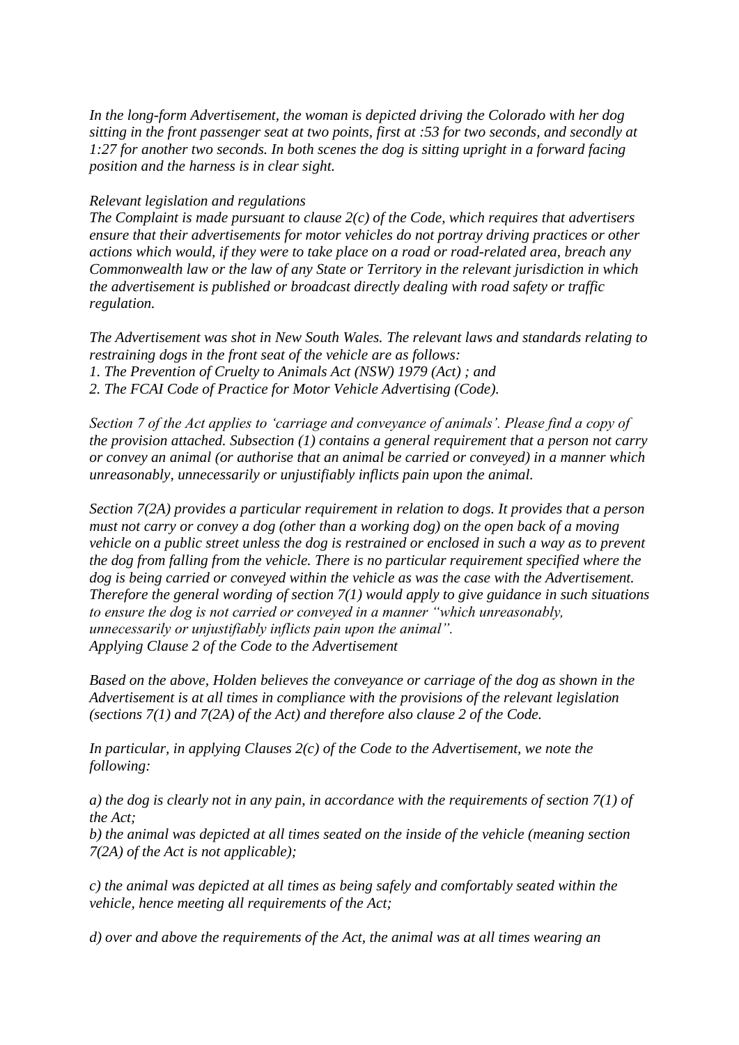*In the long-form Advertisement, the woman is depicted driving the Colorado with her dog sitting in the front passenger seat at two points, first at :53 for two seconds, and secondly at 1:27 for another two seconds. In both scenes the dog is sitting upright in a forward facing position and the harness is in clear sight.*

*Relevant legislation and regulations*
*The Complaint is made pursuant to clause 2(c) of the Code, which requires that advertisers ensure that their advertisements for motor vehicles do not portray driving practices or other actions which would, if they were to take place on a road or road-related area, breach any Commonwealth law or the law of any State or Territory in the relevant jurisdiction in which the advertisement is published or broadcast directly dealing with road safety or traffic regulation.*

*The Advertisement was shot in New South Wales. The relevant laws and standards relating to restraining dogs in the front seat of the vehicle are as follows:*
*1. The Prevention of Cruelty to Animals Act (NSW) 1979 (Act) ; and*
*2. The FCAI Code of Practice for Motor Vehicle Advertising (Code).*

*Section 7 of the Act applies to 'carriage and conveyance of animals'. Please find a copy of the provision attached. Subsection (1) contains a general requirement that a person not carry or convey an animal (or authorise that an animal be carried or conveyed) in a manner which unreasonably, unnecessarily or unjustifiably inflicts pain upon the animal.*

*Section 7(2A) provides a particular requirement in relation to dogs. It provides that a person must not carry or convey a dog (other than a working dog) on the open back of a moving vehicle on a public street unless the dog is restrained or enclosed in such a way as to prevent the dog from falling from the vehicle. There is no particular requirement specified where the dog is being carried or conveyed within the vehicle as was the case with the Advertisement. Therefore the general wording of section 7(1) would apply to give guidance in such situations to ensure the dog is not carried or conveyed in a manner "which unreasonably, unnecessarily or unjustifiably inflicts pain upon the animal".*
*Applying Clause 2 of the Code to the Advertisement*

*Based on the above, Holden believes the conveyance or carriage of the dog as shown in the Advertisement is at all times in compliance with the provisions of the relevant legislation (sections 7(1) and 7(2A) of the Act) and therefore also clause 2 of the Code.*

*In particular, in applying Clauses 2(c) of the Code to the Advertisement, we note the following:*

*a) the dog is clearly not in any pain, in accordance with the requirements of section 7(1) of the Act;*
*b) the animal was depicted at all times seated on the inside of the vehicle (meaning section 7(2A) of the Act is not applicable);*

*c) the animal was depicted at all times as being safely and comfortably seated within the vehicle, hence meeting all requirements of the Act;*

*d) over and above the requirements of the Act, the animal was at all times wearing an*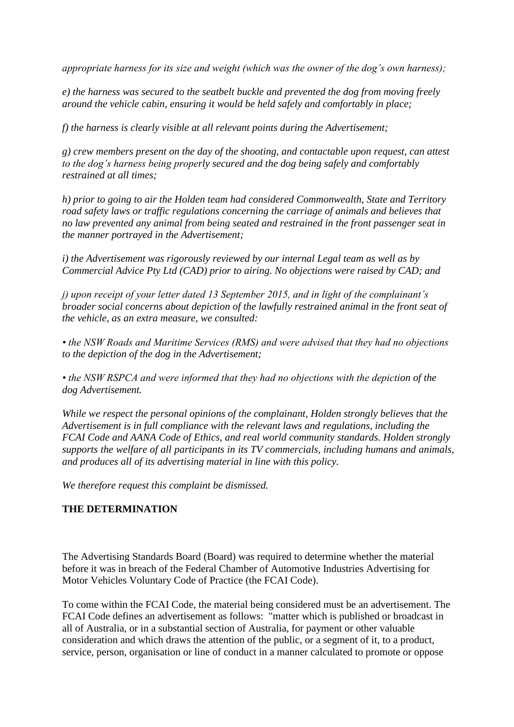*appropriate harness for its size and weight (which was the owner of the dog's own harness);*

*e) the harness was secured to the seatbelt buckle and prevented the dog from moving freely around the vehicle cabin, ensuring it would be held safely and comfortably in place;*

*f) the harness is clearly visible at all relevant points during the Advertisement;*

*g) crew members present on the day of the shooting, and contactable upon request, can attest to the dog's harness being properly secured and the dog being safely and comfortably restrained at all times;*

*h) prior to going to air the Holden team had considered Commonwealth, State and Territory road safety laws or traffic regulations concerning the carriage of animals and believes that no law prevented any animal from being seated and restrained in the front passenger seat in the manner portrayed in the Advertisement;*

*i) the Advertisement was rigorously reviewed by our internal Legal team as well as by Commercial Advice Pty Ltd (CAD) prior to airing. No objections were raised by CAD; and*

*j) upon receipt of your letter dated 13 September 2015, and in light of the complainant's broader social concerns about depiction of the lawfully restrained animal in the front seat of the vehicle, as an extra measure, we consulted:*

*• the NSW Roads and Maritime Services (RMS) and were advised that they had no objections to the depiction of the dog in the Advertisement;*

*• the NSW RSPCA and were informed that they had no objections with the depiction of the dog Advertisement.*

*While we respect the personal opinions of the complainant, Holden strongly believes that the Advertisement is in full compliance with the relevant laws and regulations, including the FCAI Code and AANA Code of Ethics, and real world community standards. Holden strongly supports the welfare of all participants in its TV commercials, including humans and animals, and produces all of its advertising material in line with this policy.*

*We therefore request this complaint be dismissed.*

**THE DETERMINATION**

The Advertising Standards Board (Board) was required to determine whether the material before it was in breach of the Federal Chamber of Automotive Industries Advertising for Motor Vehicles Voluntary Code of Practice (the FCAI Code).

To come within the FCAI Code, the material being considered must be an advertisement. The FCAI Code defines an advertisement as follows: "matter which is published or broadcast in all of Australia, or in a substantial section of Australia, for payment or other valuable consideration and which draws the attention of the public, or a segment of it, to a product, service, person, organisation or line of conduct in a manner calculated to promote or oppose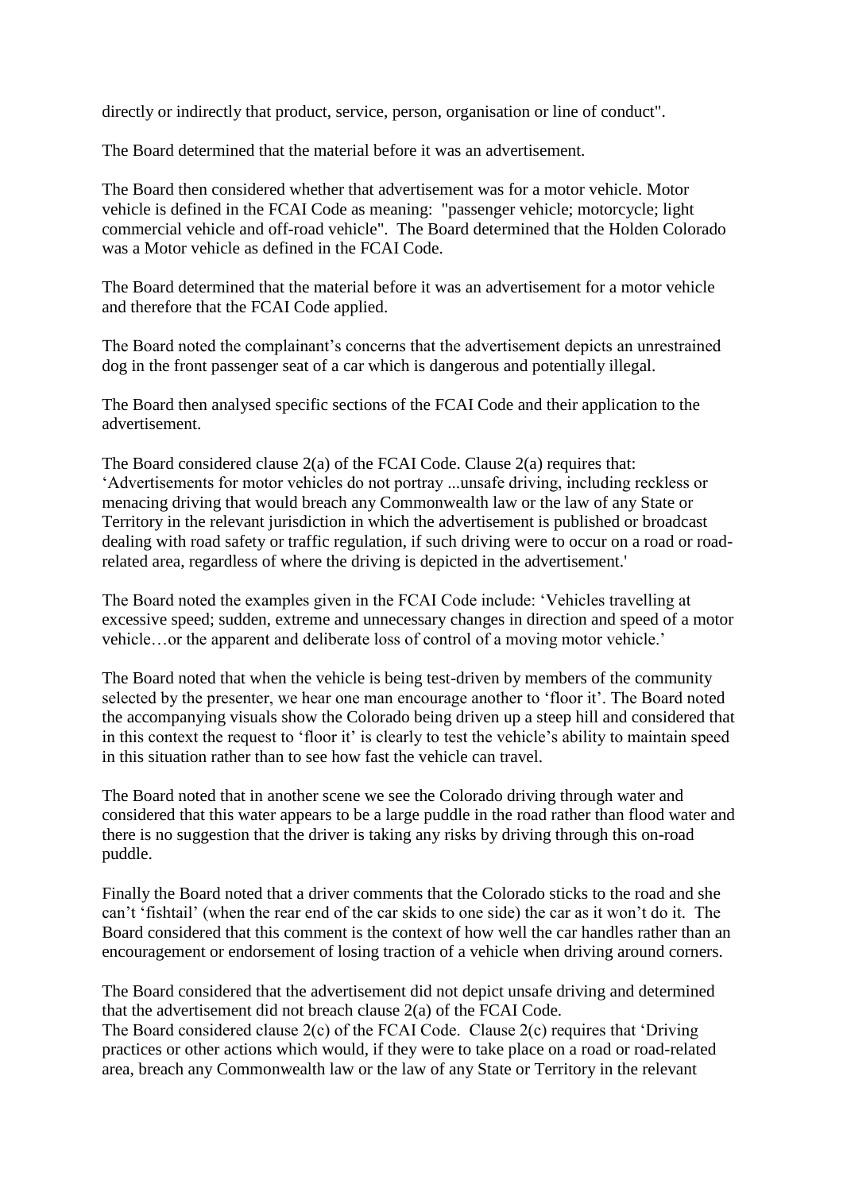directly or indirectly that product, service, person, organisation or line of conduct".

The Board determined that the material before it was an advertisement.

The Board then considered whether that advertisement was for a motor vehicle. Motor vehicle is defined in the FCAI Code as meaning: "passenger vehicle; motorcycle; light commercial vehicle and off-road vehicle". The Board determined that the Holden Colorado was a Motor vehicle as defined in the FCAI Code.

The Board determined that the material before it was an advertisement for a motor vehicle and therefore that the FCAI Code applied.

The Board noted the complainant's concerns that the advertisement depicts an unrestrained dog in the front passenger seat of a car which is dangerous and potentially illegal.

The Board then analysed specific sections of the FCAI Code and their application to the advertisement.

The Board considered clause 2(a) of the FCAI Code. Clause 2(a) requires that: 'Advertisements for motor vehicles do not portray ...unsafe driving, including reckless or menacing driving that would breach any Commonwealth law or the law of any State or Territory in the relevant jurisdiction in which the advertisement is published or broadcast dealing with road safety or traffic regulation, if such driving were to occur on a road or road-related area, regardless of where the driving is depicted in the advertisement.'

The Board noted the examples given in the FCAI Code include: 'Vehicles travelling at excessive speed; sudden, extreme and unnecessary changes in direction and speed of a motor vehicle…or the apparent and deliberate loss of control of a moving motor vehicle.'

The Board noted that when the vehicle is being test-driven by members of the community selected by the presenter, we hear one man encourage another to 'floor it'. The Board noted the accompanying visuals show the Colorado being driven up a steep hill and considered that in this context the request to 'floor it' is clearly to test the vehicle's ability to maintain speed in this situation rather than to see how fast the vehicle can travel.

The Board noted that in another scene we see the Colorado driving through water and considered that this water appears to be a large puddle in the road rather than flood water and there is no suggestion that the driver is taking any risks by driving through this on-road puddle.

Finally the Board noted that a driver comments that the Colorado sticks to the road and she can't 'fishtail' (when the rear end of the car skids to one side) the car as it won't do it. The Board considered that this comment is the context of how well the car handles rather than an encouragement or endorsement of losing traction of a vehicle when driving around corners.

The Board considered that the advertisement did not depict unsafe driving and determined that the advertisement did not breach clause 2(a) of the FCAI Code.
The Board considered clause 2(c) of the FCAI Code. Clause 2(c) requires that 'Driving practices or other actions which would, if they were to take place on a road or road-related area, breach any Commonwealth law or the law of any State or Territory in the relevant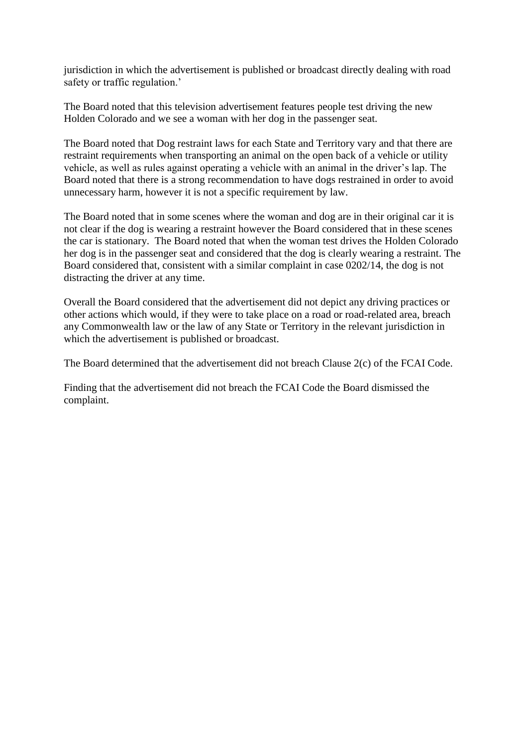jurisdiction in which the advertisement is published or broadcast directly dealing with road safety or traffic regulation.'

The Board noted that this television advertisement features people test driving the new Holden Colorado and we see a woman with her dog in the passenger seat.

The Board noted that Dog restraint laws for each State and Territory vary and that there are restraint requirements when transporting an animal on the open back of a vehicle or utility vehicle, as well as rules against operating a vehicle with an animal in the driver's lap. The Board noted that there is a strong recommendation to have dogs restrained in order to avoid unnecessary harm, however it is not a specific requirement by law.

The Board noted that in some scenes where the woman and dog are in their original car it is not clear if the dog is wearing a restraint however the Board considered that in these scenes the car is stationary. The Board noted that when the woman test drives the Holden Colorado her dog is in the passenger seat and considered that the dog is clearly wearing a restraint. The Board considered that, consistent with a similar complaint in case 0202/14, the dog is not distracting the driver at any time.

Overall the Board considered that the advertisement did not depict any driving practices or other actions which would, if they were to take place on a road or road-related area, breach any Commonwealth law or the law of any State or Territory in the relevant jurisdiction in which the advertisement is published or broadcast.

The Board determined that the advertisement did not breach Clause 2(c) of the FCAI Code.

Finding that the advertisement did not breach the FCAI Code the Board dismissed the complaint.